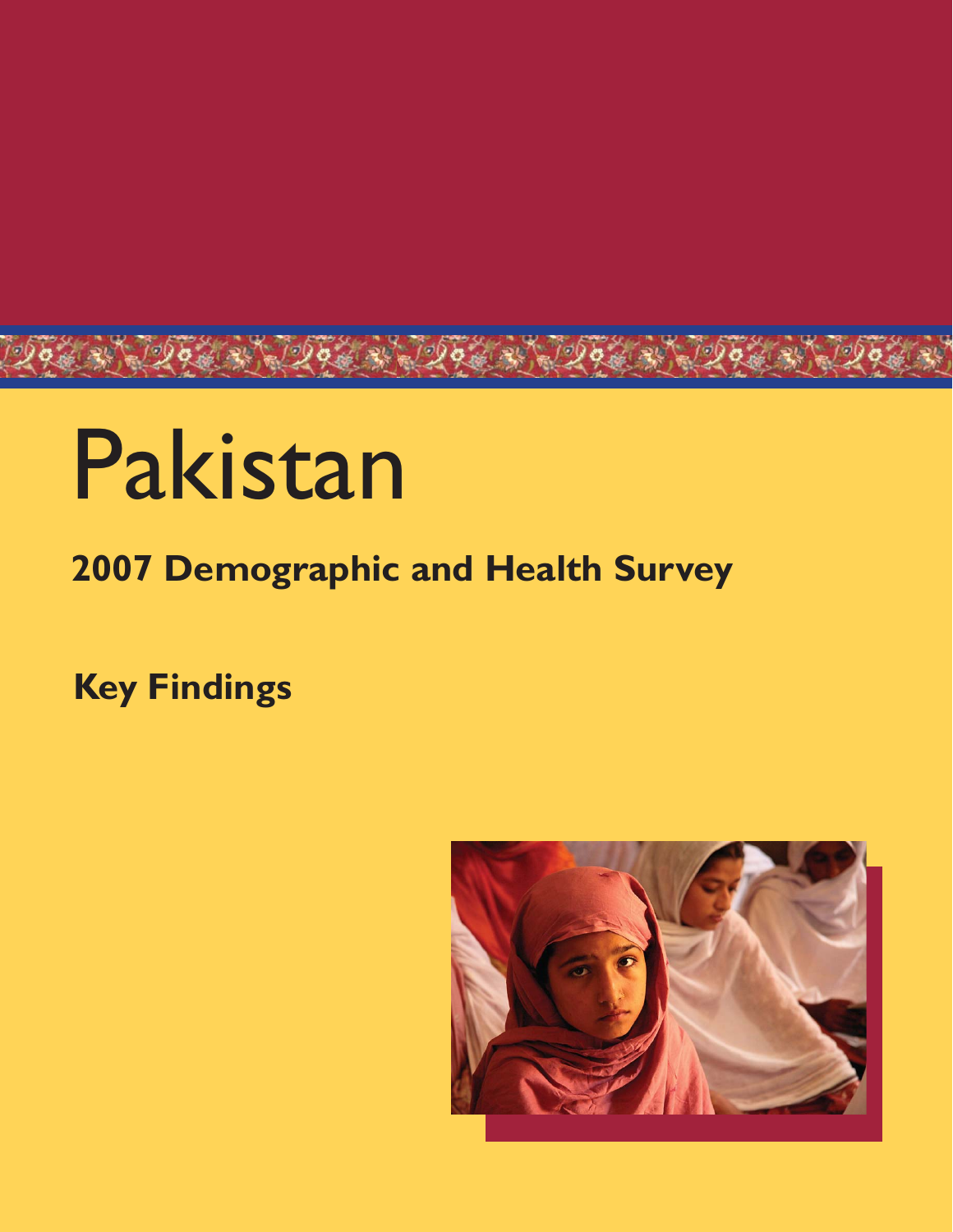# Pakistan

## 2007 Demographic and Health Survey

### Key Findings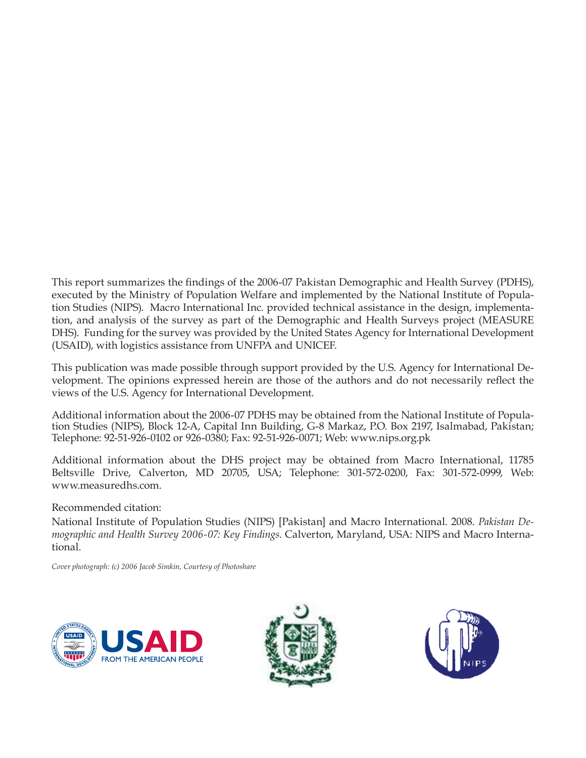This report summarizes the findings of the 2006-07 Pakistan Demographic and Health Survey (PDHS), executed by the Ministry of Population Welfare and implemented by the National Institute of Population Studies (NIPS). Macro International Inc. provided technical assistance in the design, implementation, and analysis of the survey as part of the Demographic and Health Surveys project (MEASURE DHS). Funding for the survey was provided by the United States Agency for International Development (USAID), with logistics assistance from UNFPA and UNICEF.

This publication was made possible through support provided by the U.S. Agency for International Development. The opinions expressed herein are those of the authors and do not necessarily reflect the views of the U.S. Agency for International Development.

Additional information about the 2006-07 PDHS may be obtained from the National Institute of Population Studies (NIPS), Block 12-A, Capital Inn Building, G-8 Markaz, P.O. Box 2197, Isalmabad, Pakistan; Telephone: 92-51-926-0102 or 926-0380; Fax: 92-51-926-0071; Web: www.nips.org.pk

Additional information about the DHS project may be obtained from Macro International, 11785 Beltsville Drive, Calverton, MD 20705, USA; Telephone: 301-572-0200, Fax: 301-572-0999, Web: www.measuredhs.com.

Recommended citation:

National Institute of Population Studies (NIPS) [Pakistan] and Macro International. 2008. *Pakistan Demographic and Health Survey 2006-07: Key Findings*. Calverton, Maryland, USA: NIPS and Macro International.

*Cover photograph: (c) 2006 Jacob Simkin, Courtesy of Photoshare*

USAID FROM THE AMERICAN PEOPLE

NIPS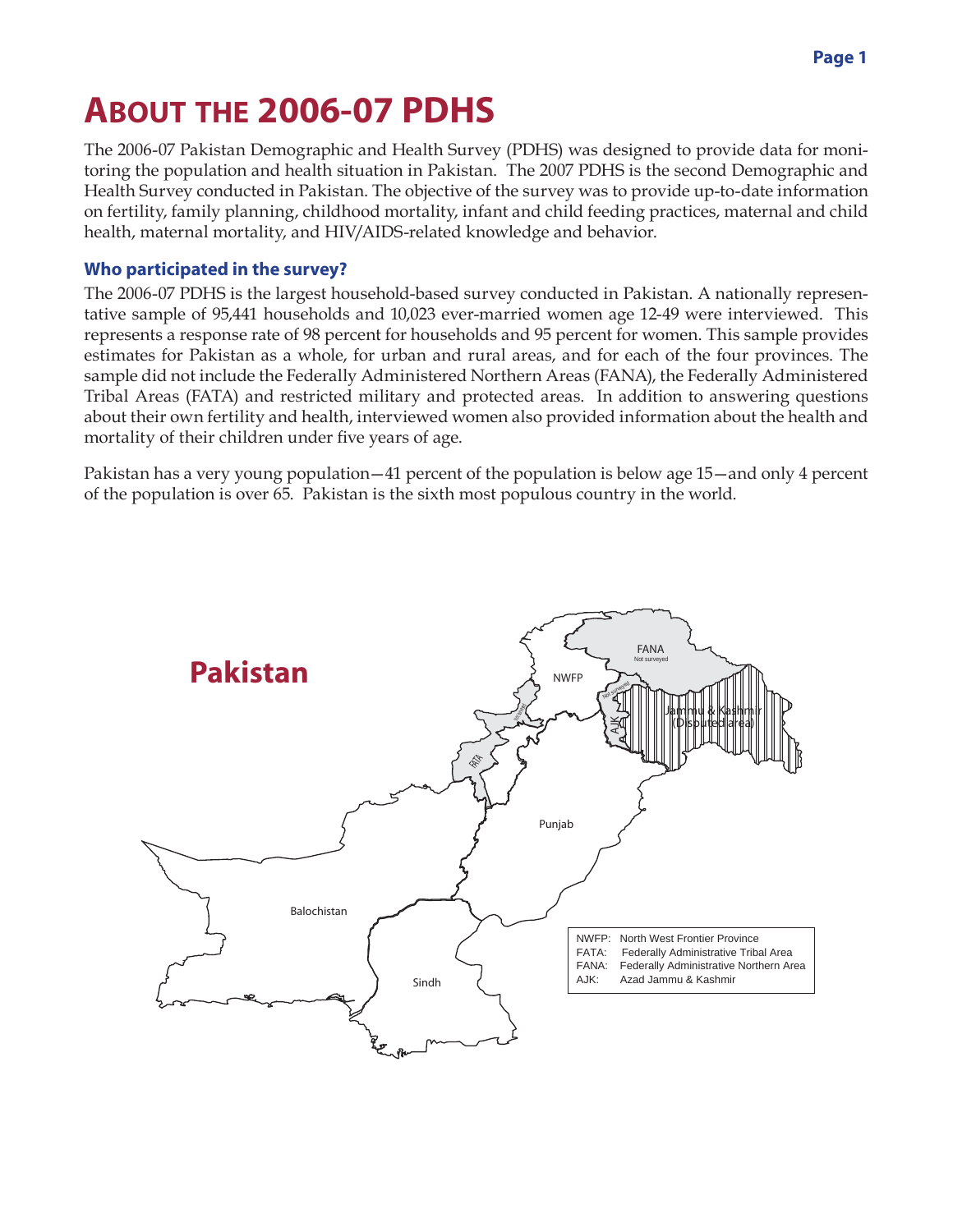# ABOUT THE 2006-07 PDHS

The 2006-07 Pakistan Demographic and Health Survey (PDHS) was designed to provide data for monitoring the population and health situation in Pakistan. The 2007 PDHS is the second Demographic and Health Survey conducted in Pakistan. The objective of the survey was to provide up-to-date information on fertility, family planning, childhood mortality, infant and child feeding practices, maternal and child health, maternal mortality, and HIV/AIDS-related knowledge and behavior.

### Who participated in the survey?

The 2006-07 PDHS is the largest household-based survey conducted in Pakistan. A nationally representative sample of 95,441 households and 10,023 ever-married women age 12-49 were interviewed. This represents a response rate of 98 percent for households and 95 percent for women. This sample provides estimates for Pakistan as a whole, for urban and rural areas, and for each of the four provinces. The sample did not include the Federally Administered Northern Areas (FANA), the Federally Administered Tribal Areas (FATA) and restricted military and protected areas. In addition to answering questions about their own fertility and health, interviewed women also provided information about the health and mortality of their children under five years of age.

Pakistan has a very young population—41 percent of the population is below age 15—and only 4 percent of the population is over 65. Pakistan is the sixth most populous country in the world.

## Pakistan

NWFP: North West Frontier Province
FATA: Federally Administrative Tribal Area
FANA: Federally Administrative Northern Area
AJK: Azad Jammu & Kashmir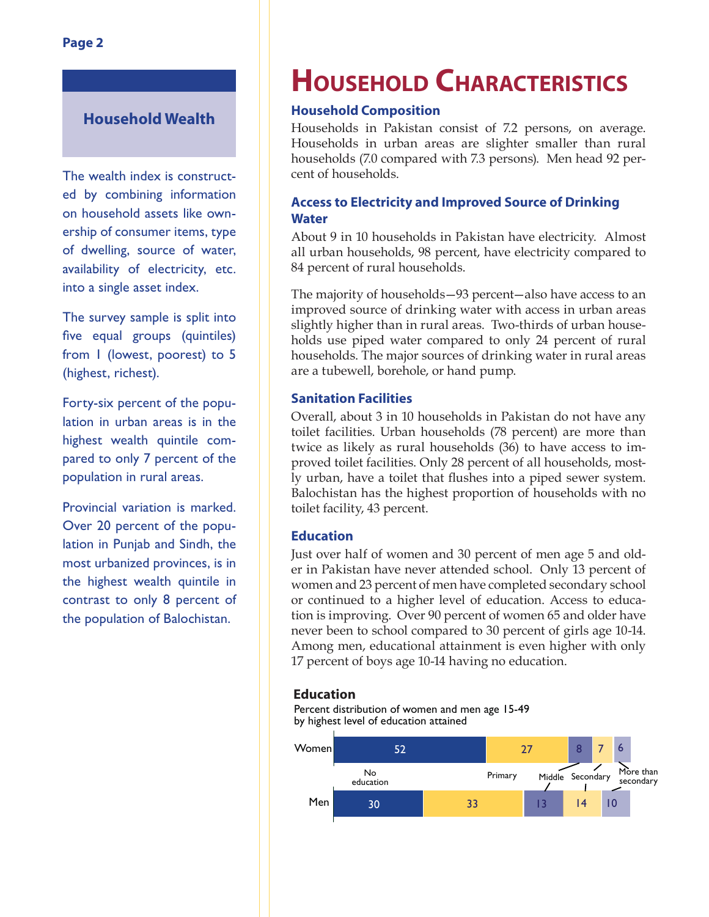## Household Wealth

The wealth index is constructed by combining information on household assets like ownership of consumer items, type of dwelling, source of water, availability of electricity, etc. into a single asset index.

The survey sample is split into five equal groups (quintiles) from 1 (lowest, poorest) to 5 (highest, richest).

Forty-six percent of the population in urban areas is in the highest wealth quintile compared to only 7 percent of the population in rural areas.

Provincial variation is marked. Over 20 percent of the population in Punjab and Sindh, the most urbanized provinces, is in the highest wealth quintile in contrast to only 8 percent of the population of Balochistan.

# Household Characteristics

### Household Composition

Households in Pakistan consist of 7.2 persons, on average. Households in urban areas are slighter smaller than rural households (7.0 compared with 7.3 persons). Men head 92 percent of households.

### Access to Electricity and Improved Source of Drinking Water

About 9 in 10 households in Pakistan have electricity. Almost all urban households, 98 percent, have electricity compared to 84 percent of rural households.

The majority of households—93 percent—also have access to an improved source of drinking water with access in urban areas slightly higher than in rural areas. Two-thirds of urban households use piped water compared to only 24 percent of rural households. The major sources of drinking water in rural areas are a tubewell, borehole, or hand pump.

### Sanitation Facilities

Overall, about 3 in 10 households in Pakistan do not have any toilet facilities. Urban households (78 percent) are more than twice as likely as rural households (36) to have access to improved toilet facilities. Only 28 percent of all households, mostly urban, have a toilet that flushes into a piped sewer system. Balochistan has the highest proportion of households with no toilet facility, 43 percent.

### Education

Just over half of women and 30 percent of men age 5 and older in Pakistan have never attended school. Only 13 percent of women and 23 percent of men have completed secondary school or continued to a higher level of education. Access to education is improving. Over 90 percent of women 65 and older have never been to school compared to 30 percent of girls age 10-14. Among men, educational attainment is even higher with only 17 percent of boys age 10-14 having no education.

**Education**

Percent distribution of women and men age 15-49 by highest level of education attained

| | No education | Primary | Middle | Secondary | More than secondary |
|---|---|---|---|---|---|
| Women | 52 | 27 | 8 | 7 | 6 |
| Men | 30 | 33 | 13 | 14 | 10 |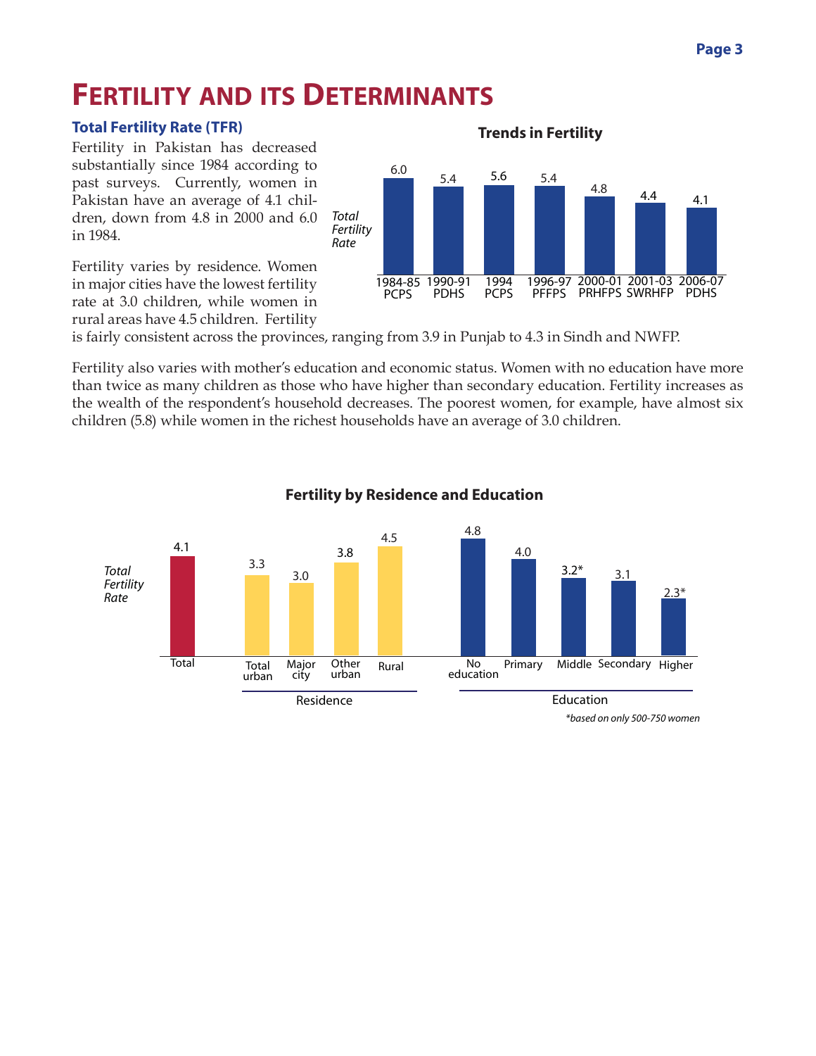# FERTILITY AND ITS DETERMINANTS

### Total Fertility Rate (TFR)

Fertility in Pakistan has decreased substantially since 1984 according to past surveys. Currently, women in Pakistan have an average of 4.1 children, down from 4.8 in 2000 and 6.0 in 1984.

Fertility varies by residence. Women in major cities have the lowest fertility rate at 3.0 children, while women in rural areas have 4.5 children. Fertility is fairly consistent across the provinces, ranging from 3.9 in Punjab to 4.3 in Sindh and NWFP.

Fertility also varies with mother's education and economic status. Women with no education have more than twice as many children as those who have higher than secondary education. Fertility increases as the wealth of the respondent's household decreases. The poorest women, for example, have almost six children (5.8) while women in the richest households have an average of 3.0 children.

**Trends in Fertility**

| Survey | Total Fertility Rate |
|---|---|
| 1984-85 PCPS | 6.0 |
| 1990-91 PDHS | 5.4 |
| 1994 PCPS | 5.6 |
| 1996-97 PFFPS | 5.4 |
| 2000-01 PRHFPS | 4.8 |
| 2001-03 SWRHFP | 4.4 |
| 2006-07 PDHS | 4.1 |

**Fertility by Residence and Education**

| Category | | Total Fertility Rate |
|---|---|---|
| Total | | 4.1 |
| Residence | Total urban | 3.3 |
| | Major city | 3.0 |
| | Other urban | 3.8 |
| | Rural | 4.5 |
| Education | No education | 4.8 |
| | Primary | 4.0 |
| | Middle | 3.2* |
| | Secondary | 3.1 |
| | Higher | 2.3* |

*based on only 500-750 women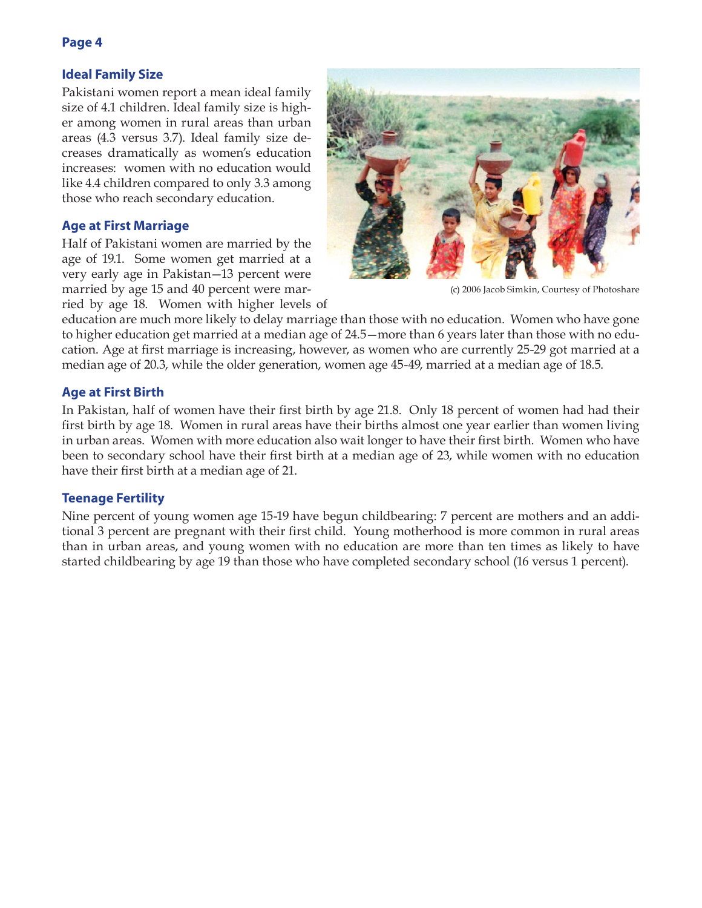## Ideal Family Size

Pakistani women report a mean ideal family size of 4.1 children. Ideal family size is higher among women in rural areas than urban areas (4.3 versus 3.7). Ideal family size decreases dramatically as women's education increases: women with no education would like 4.4 children compared to only 3.3 among those who reach secondary education.

(c) 2006 Jacob Simkin, Courtesy of Photoshare

## Age at First Marriage

Half of Pakistani women are married by the age of 19.1. Some women get married at a very early age in Pakistan—13 percent were married by age 15 and 40 percent were married by age 18. Women with higher levels of education are much more likely to delay marriage than those with no education. Women who have gone to higher education get married at a median age of 24.5—more than 6 years later than those with no education. Age at first marriage is increasing, however, as women who are currently 25-29 got married at a median age of 20.3, while the older generation, women age 45-49, married at a median age of 18.5.

## Age at First Birth

In Pakistan, half of women have their first birth by age 21.8. Only 18 percent of women had had their first birth by age 18. Women in rural areas have their births almost one year earlier than women living in urban areas. Women with more education also wait longer to have their first birth. Women who have been to secondary school have their first birth at a median age of 23, while women with no education have their first birth at a median age of 21.

## Teenage Fertility

Nine percent of young women age 15-19 have begun childbearing: 7 percent are mothers and an additional 3 percent are pregnant with their first child. Young motherhood is more common in rural areas than in urban areas, and young women with no education are more than ten times as likely to have started childbearing by age 19 than those who have completed secondary school (16 versus 1 percent).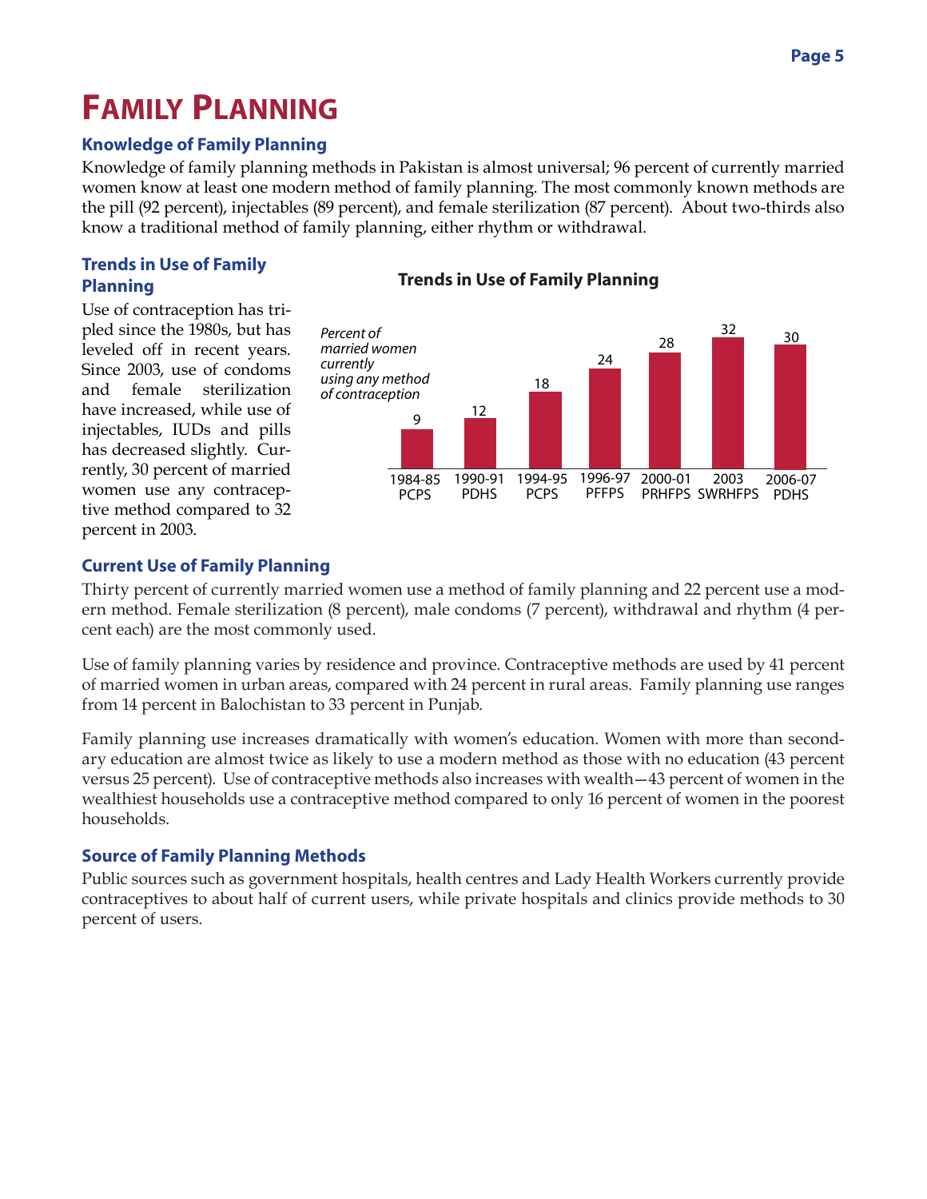# FAMILY PLANNING

## Knowledge of Family Planning

Knowledge of family planning methods in Pakistan is almost universal; 96 percent of currently married women know at least one modern method of family planning. The most commonly known methods are the pill (92 percent), injectables (89 percent), and female sterilization (87 percent). About two-thirds also know a traditional method of family planning, either rhythm or withdrawal.

## Trends in Use of Family Planning

Use of contraception has tripled since the 1980s, but has leveled off in recent years. Since 2003, use of condoms and female sterilization have increased, while use of injectables, IUDs and pills has decreased slightly. Currently, 30 percent of married women use any contraceptive method compared to 32 percent in 2003.

**Trends in Use of Family Planning**

*Percent of married women currently using any method of contraception*

| Survey | Percent |
|---|---|
| 1984-85 PCPS | 9 |
| 1990-91 PDHS | 12 |
| 1994-95 PCPS | 18 |
| 1996-97 PFFPS | 24 |
| 2000-01 PRHFPS | 28 |
| 2003 SWRHFPS | 32 |
| 2006-07 PDHS | 30 |

## Current Use of Family Planning

Thirty percent of currently married women use a method of family planning and 22 percent use a modern method. Female sterilization (8 percent), male condoms (7 percent), withdrawal and rhythm (4 percent each) are the most commonly used.

Use of family planning varies by residence and province. Contraceptive methods are used by 41 percent of married women in urban areas, compared with 24 percent in rural areas. Family planning use ranges from 14 percent in Balochistan to 33 percent in Punjab.

Family planning use increases dramatically with women's education. Women with more than secondary education are almost twice as likely to use a modern method as those with no education (43 percent versus 25 percent). Use of contraceptive methods also increases with wealth—43 percent of women in the wealthiest households use a contraceptive method compared to only 16 percent of women in the poorest households.

## Source of Family Planning Methods

Public sources such as government hospitals, health centres and Lady Health Workers currently provide contraceptives to about half of current users, while private hospitals and clinics provide methods to 30 percent of users.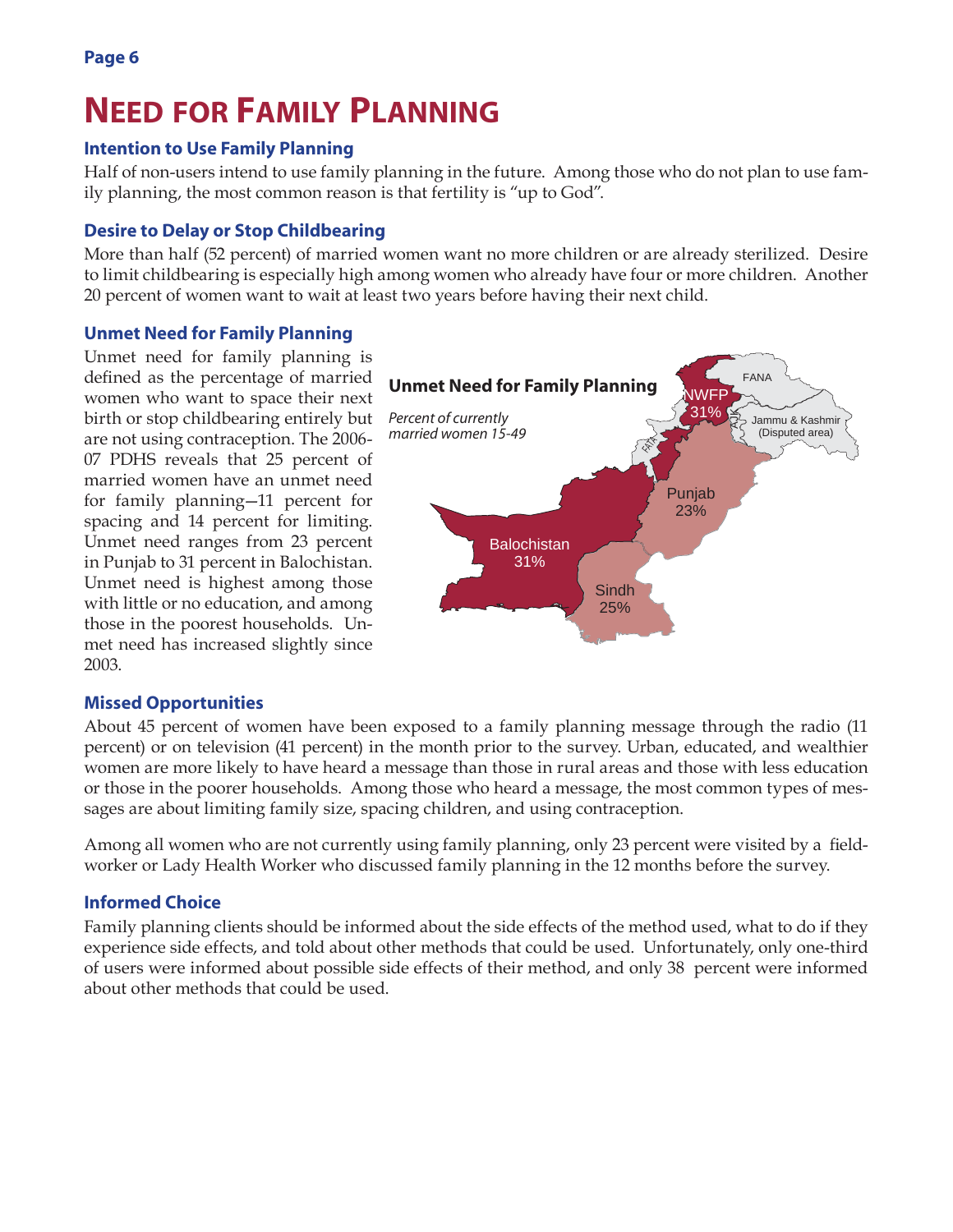# Need for Family Planning

### Intention to Use Family Planning

Half of non-users intend to use family planning in the future. Among those who do not plan to use family planning, the most common reason is that fertility is "up to God".

### Desire to Delay or Stop Childbearing

More than half (52 percent) of married women want no more children or are already sterilized. Desire to limit childbearing is especially high among women who already have four or more children. Another 20 percent of women want to wait at least two years before having their next child.

### Unmet Need for Family Planning

Unmet need for family planning is defined as the percentage of married women who want to space their next birth or stop childbearing entirely but are not using contraception. The 2006-07 PDHS reveals that 25 percent of married women have an unmet need for family planning—11 percent for spacing and 14 percent for limiting. Unmet need ranges from 23 percent in Punjab to 31 percent in Balochistan. Unmet need is highest among those with little or no education, and among those in the poorest households. Unmet need has increased slightly since 2003.

**Unmet Need for Family Planning**

*Percent of currently married women 15-49*

| Region | Percent |
|---|---|
| NWFP | 31% |
| Punjab | 23% |
| Balochistan | 31% |
| Sindh | 25% |

FANA; FATA; Jammu & Kashmir (Disputed area)

### Missed Opportunities

About 45 percent of women have been exposed to a family planning message through the radio (11 percent) or on television (41 percent) in the month prior to the survey. Urban, educated, and wealthier women are more likely to have heard a message than those in rural areas and those with less education or those in the poorer households. Among those who heard a message, the most common types of messages are about limiting family size, spacing children, and using contraception.

Among all women who are not currently using family planning, only 23 percent were visited by a field-worker or Lady Health Worker who discussed family planning in the 12 months before the survey.

### Informed Choice

Family planning clients should be informed about the side effects of the method used, what to do if they experience side effects, and told about other methods that could be used. Unfortunately, only one-third of users were informed about possible side effects of their method, and only 38 percent were informed about other methods that could be used.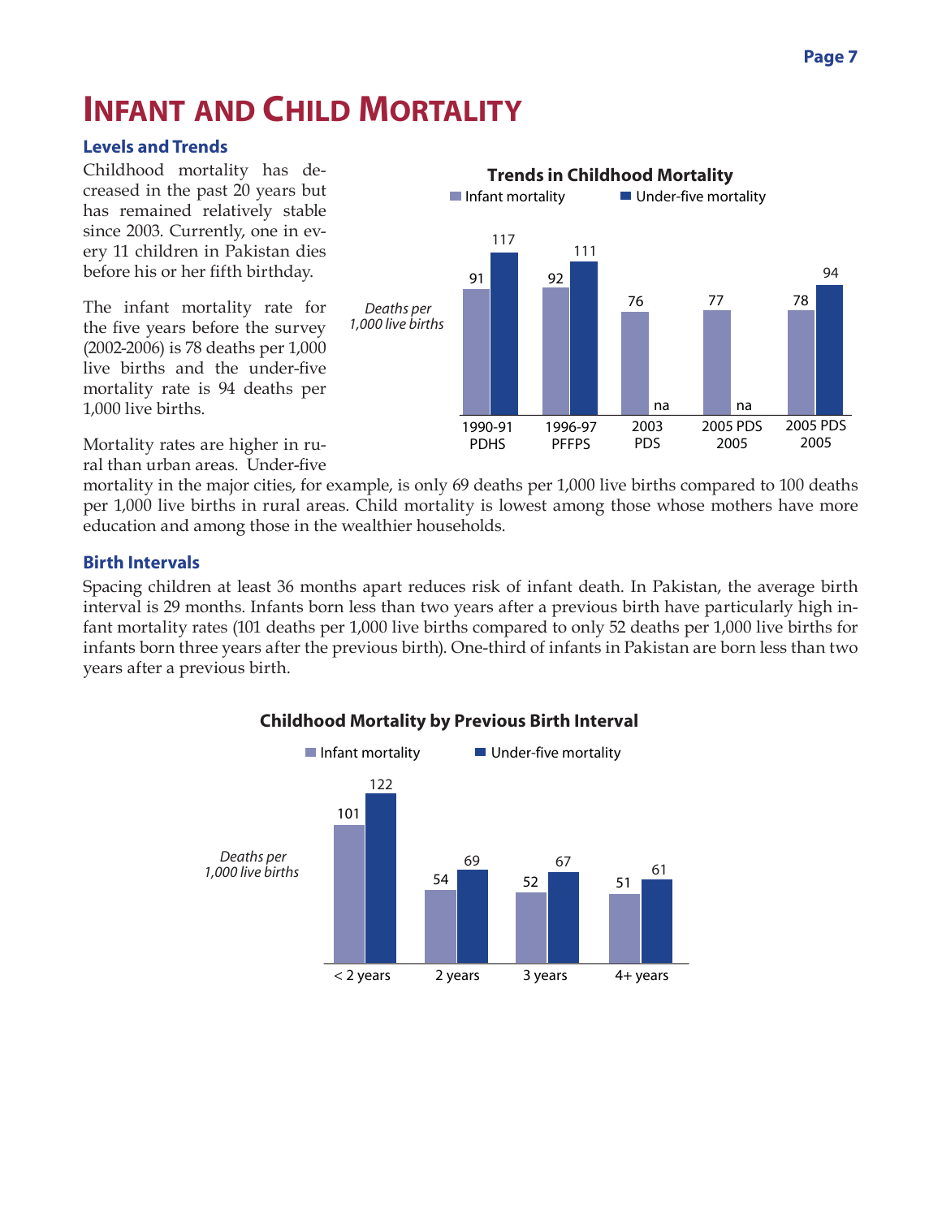# Infant and Child Mortality

## Levels and Trends

Childhood mortality has decreased in the past 20 years but has remained relatively stable since 2003. Currently, one in every 11 children in Pakistan dies before his or her fifth birthday.

The infant mortality rate for the five years before the survey (2002-2006) is 78 deaths per 1,000 live births and the under-five mortality rate is 94 deaths per 1,000 live births.

**Trends in Childhood Mortality**

*Deaths per 1,000 live births*

| | Infant mortality | Under-five mortality |
|---|---|---|
| 1990-91 PDHS | 91 | 117 |
| 1996-97 PFFPS | 92 | 111 |
| 2003 PDS | 76 | na |
| 2005 PDS 2005 | 77 | na |
| 2005 PDS 2005 | 78 | 94 |

Mortality rates are higher in rural than urban areas. Under-five mortality in the major cities, for example, is only 69 deaths per 1,000 live births compared to 100 deaths per 1,000 live births in rural areas. Child mortality is lowest among those whose mothers have more education and among those in the wealthier households.

## Birth Intervals

Spacing children at least 36 months apart reduces risk of infant death. In Pakistan, the average birth interval is 29 months. Infants born less than two years after a previous birth have particularly high infant mortality rates (101 deaths per 1,000 live births compared to only 52 deaths per 1,000 live births for infants born three years after the previous birth). One-third of infants in Pakistan are born less than two years after a previous birth.

**Childhood Mortality by Previous Birth Interval**

*Deaths per 1,000 live births*

| | Infant mortality | Under-five mortality |
|---|---|---|
| < 2 years | 101 | 122 |
| 2 years | 54 | 69 |
| 3 years | 52 | 67 |
| 4+ years | 51 | 61 |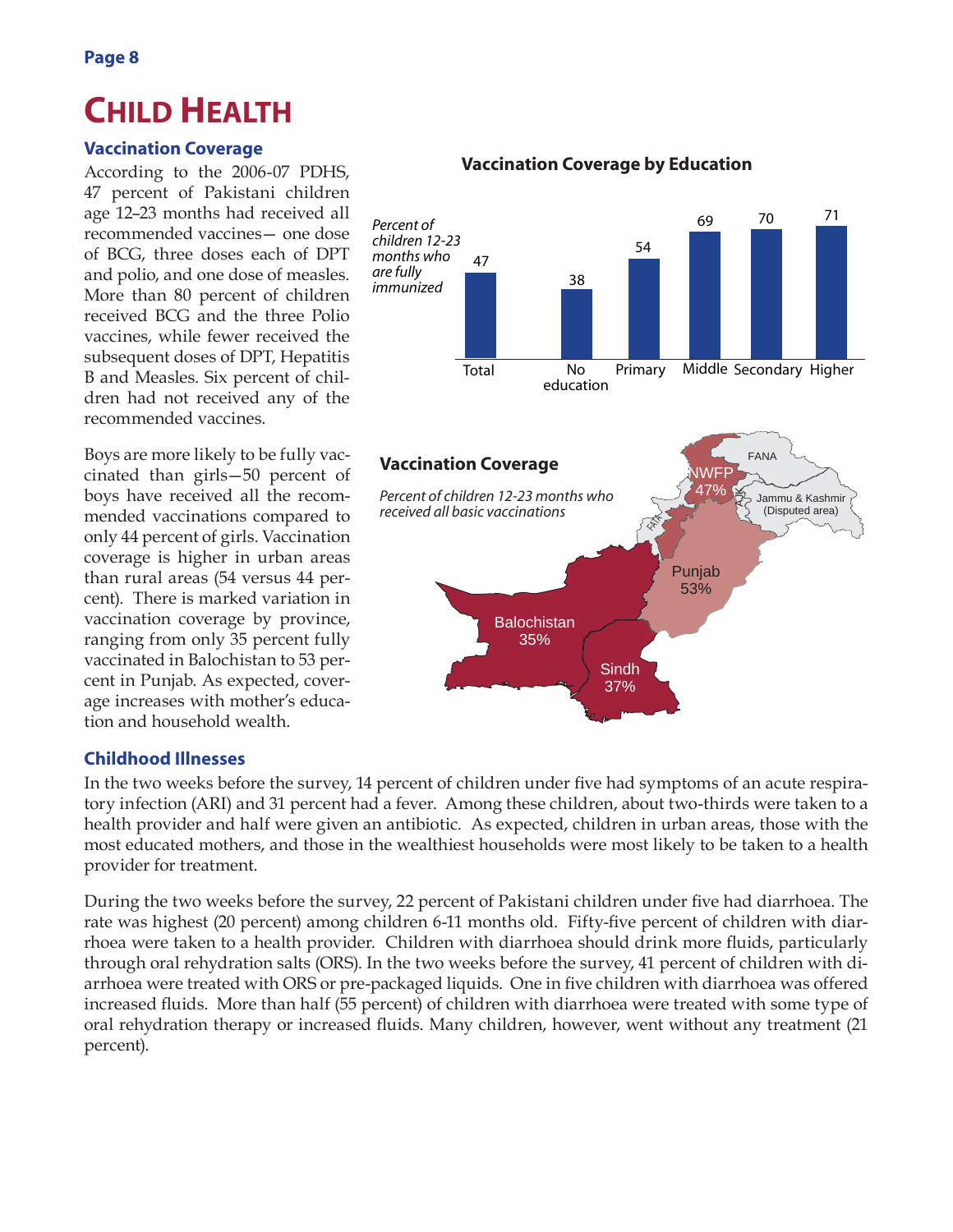# CHILD HEALTH

## Vaccination Coverage

According to the 2006-07 PDHS, 47 percent of Pakistani children age 12–23 months had received all recommended vaccines— one dose of BCG, three doses each of DPT and polio, and one dose of measles. More than 80 percent of children received BCG and the three Polio vaccines, while fewer received the subsequent doses of DPT, Hepatitis B and Measles. Six percent of children had not received any of the recommended vaccines.

Boys are more likely to be fully vaccinated than girls—50 percent of boys have received all the recommended vaccinations compared to only 44 percent of girls. Vaccination coverage is higher in urban areas than rural areas (54 versus 44 percent). There is marked variation in vaccination coverage by province, ranging from only 35 percent fully vaccinated in Balochistan to 53 percent in Punjab. As expected, coverage increases with mother's education and household wealth.

**Vaccination Coverage by Education**

*Percent of children 12-23 months who are fully immunized*

| Total | No education | Primary | Middle | Secondary | Higher |
|---|---|---|---|---|---|
| 47 | 38 | 54 | 69 | 70 | 71 |

**Vaccination Coverage**

*Percent of children 12-23 months who received all basic vaccinations*

| Province | Percent |
|---|---|
| NWFP | 47% |
| Punjab | 53% |
| Balochistan | 35% |
| Sindh | 37% |

FANA; Jammu & Kashmir (Disputed area); FATA

## Childhood Illnesses

In the two weeks before the survey, 14 percent of children under five had symptoms of an acute respiratory infection (ARI) and 31 percent had a fever. Among these children, about two-thirds were taken to a health provider and half were given an antibiotic. As expected, children in urban areas, those with the most educated mothers, and those in the wealthiest households were most likely to be taken to a health provider for treatment.

During the two weeks before the survey, 22 percent of Pakistani children under five had diarrhoea. The rate was highest (20 percent) among children 6-11 months old. Fifty-five percent of children with diarrhoea were taken to a health provider. Children with diarrhoea should drink more fluids, particularly through oral rehydration salts (ORS). In the two weeks before the survey, 41 percent of children with diarrhoea were treated with ORS or pre-packaged liquids. One in five children with diarrhoea was offered increased fluids. More than half (55 percent) of children with diarrhoea were treated with some type of oral rehydration therapy or increased fluids. Many children, however, went without any treatment (21 percent).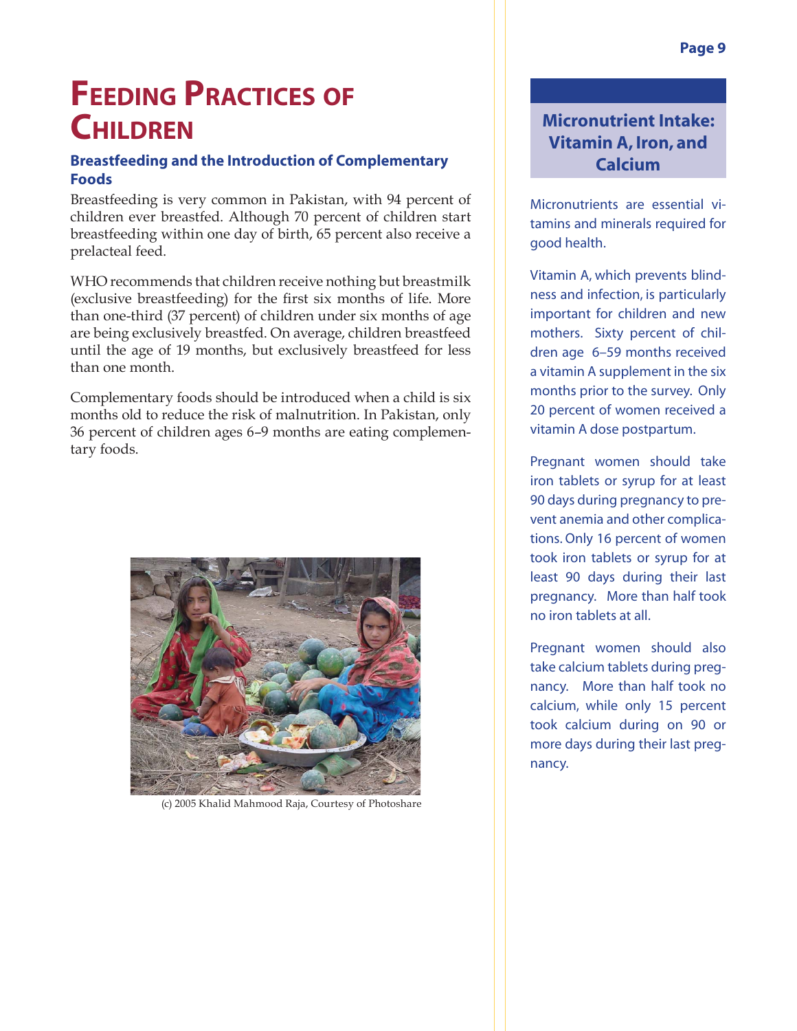# Feeding Practices of Children

## Breastfeeding and the Introduction of Complementary Foods

Breastfeeding is very common in Pakistan, with 94 percent of children ever breastfed. Although 70 percent of children start breastfeeding within one day of birth, 65 percent also receive a prelacteal feed.

WHO recommends that children receive nothing but breastmilk (exclusive breastfeeding) for the first six months of life. More than one-third (37 percent) of children under six months of age are being exclusively breastfed. On average, children breastfeed until the age of 19 months, but exclusively breastfeed for less than one month.

Complementary foods should be introduced when a child is six months old to reduce the risk of malnutrition. In Pakistan, only 36 percent of children ages 6–9 months are eating complementary foods.

(c) 2005 Khalid Mahmood Raja, Courtesy of Photoshare

## Micronutrient Intake: Vitamin A, Iron, and Calcium

Micronutrients are essential vitamins and minerals required for good health.

Vitamin A, which prevents blindness and infection, is particularly important for children and new mothers. Sixty percent of children age 6–59 months received a vitamin A supplement in the six months prior to the survey. Only 20 percent of women received a vitamin A dose postpartum.

Pregnant women should take iron tablets or syrup for at least 90 days during pregnancy to prevent anemia and other complications. Only 16 percent of women took iron tablets or syrup for at least 90 days during their last pregnancy. More than half took no iron tablets at all.

Pregnant women should also take calcium tablets during pregnancy. More than half took no calcium, while only 15 percent took calcium during on 90 or more days during their last pregnancy.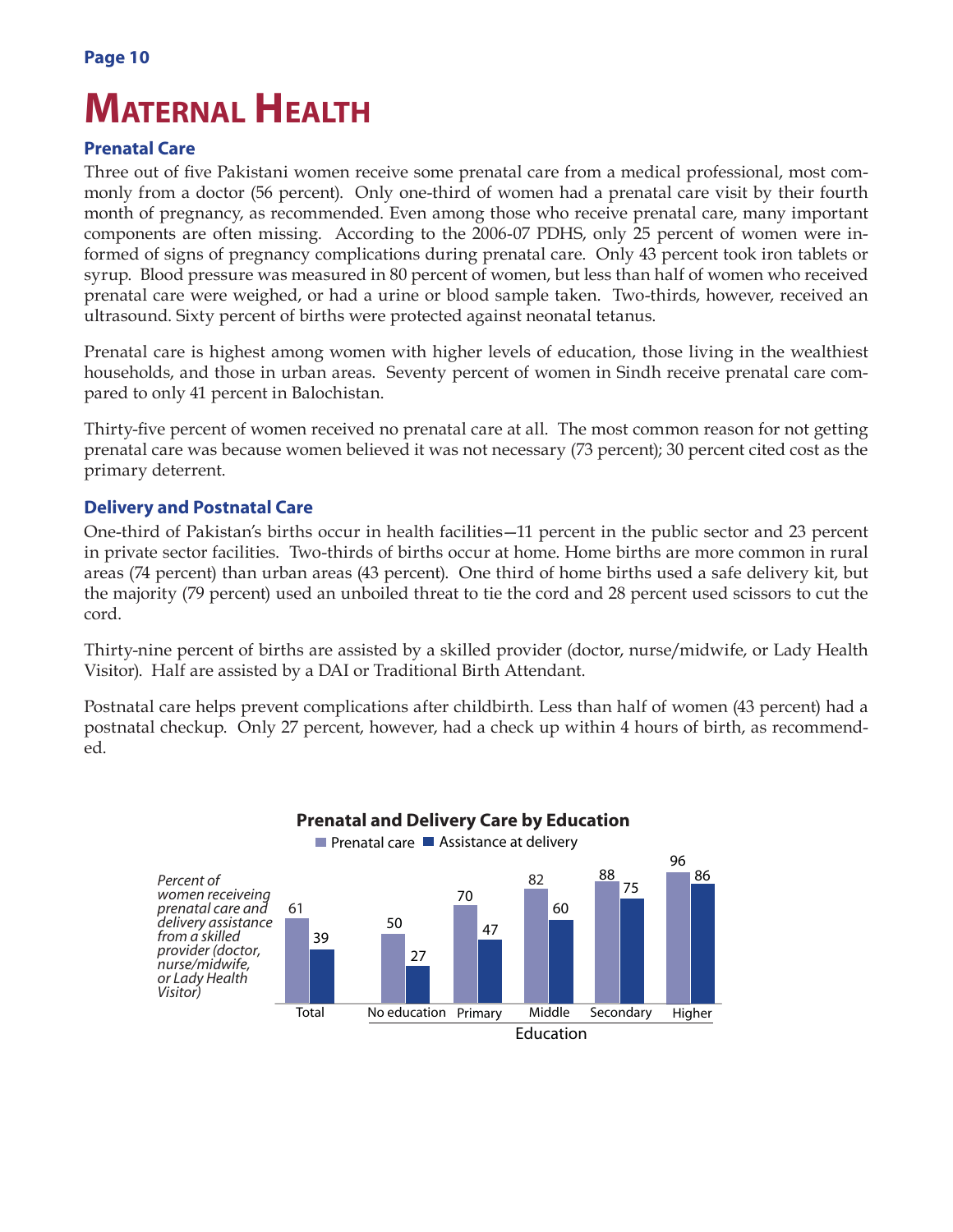# Maternal Health

## Prenatal Care

Three out of five Pakistani women receive some prenatal care from a medical professional, most commonly from a doctor (56 percent). Only one-third of women had a prenatal care visit by their fourth month of pregnancy, as recommended. Even among those who receive prenatal care, many important components are often missing. According to the 2006-07 PDHS, only 25 percent of women were informed of signs of pregnancy complications during prenatal care. Only 43 percent took iron tablets or syrup. Blood pressure was measured in 80 percent of women, but less than half of women who received prenatal care were weighed, or had a urine or blood sample taken. Two-thirds, however, received an ultrasound. Sixty percent of births were protected against neonatal tetanus.

Prenatal care is highest among women with higher levels of education, those living in the wealthiest households, and those in urban areas. Seventy percent of women in Sindh receive prenatal care compared to only 41 percent in Balochistan.

Thirty-five percent of women received no prenatal care at all. The most common reason for not getting prenatal care was because women believed it was not necessary (73 percent); 30 percent cited cost as the primary deterrent.

## Delivery and Postnatal Care

One-third of Pakistan's births occur in health facilities—11 percent in the public sector and 23 percent in private sector facilities. Two-thirds of births occur at home. Home births are more common in rural areas (74 percent) than urban areas (43 percent). One third of home births used a safe delivery kit, but the majority (79 percent) used an unboiled threat to tie the cord and 28 percent used scissors to cut the cord.

Thirty-nine percent of births are assisted by a skilled provider (doctor, nurse/midwife, or Lady Health Visitor). Half are assisted by a DAI or Traditional Birth Attendant.

Postnatal care helps prevent complications after childbirth. Less than half of women (43 percent) had a postnatal checkup. Only 27 percent, however, had a check up within 4 hours of birth, as recommended.

**Prenatal and Delivery Care by Education**

*Percent of women receiveing prenatal care and delivery assistance from a skilled provider (doctor, nurse/midwife, or Lady Health Visitor)*

| | Prenatal care | Assistance at delivery |
|---|---|---|
| Total | 61 | 39 |
| No education | 50 | 27 |
| Primary | 70 | 47 |
| Middle | 82 | 60 |
| Secondary | 88 | 75 |
| Higher | 96 | 86 |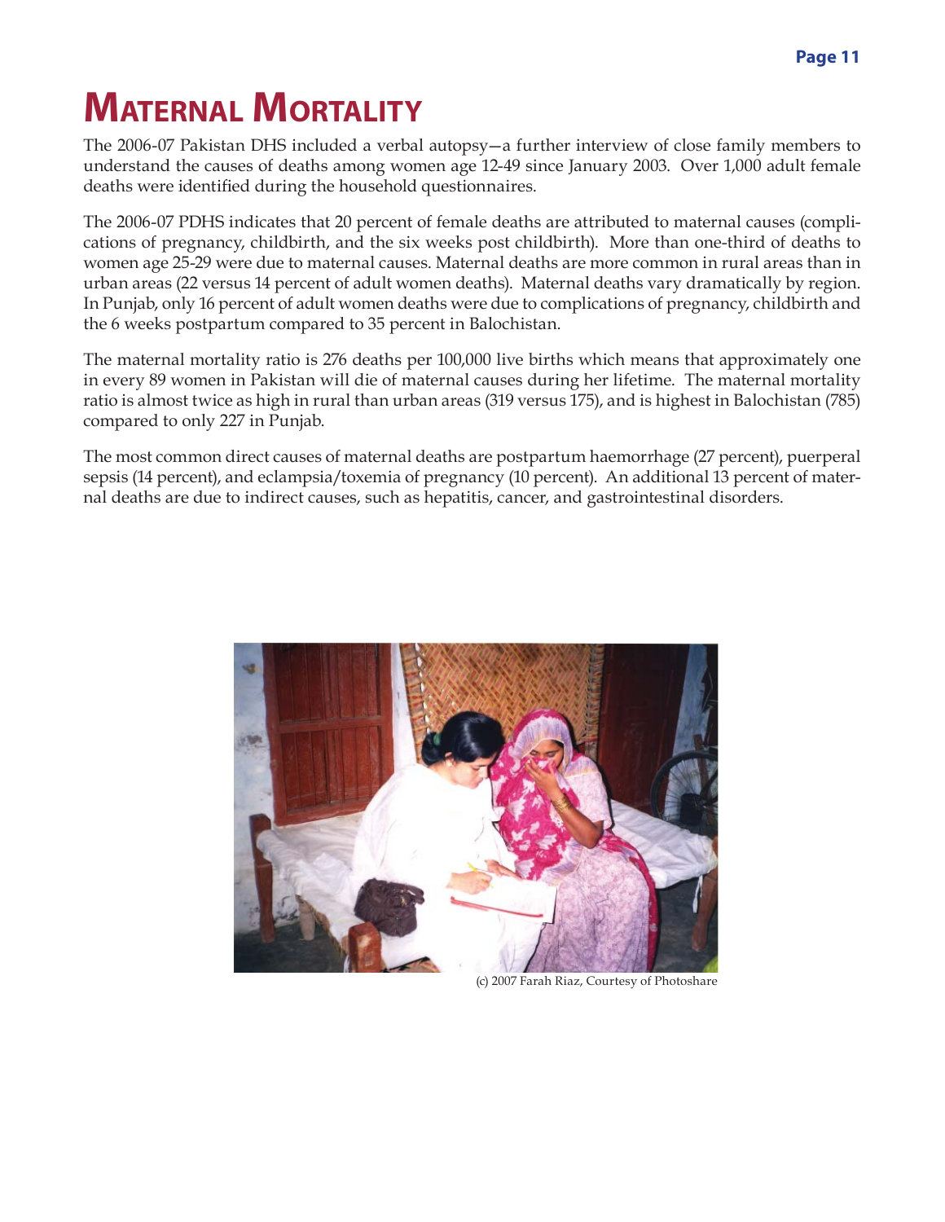# Maternal Mortality

The 2006-07 Pakistan DHS included a verbal autopsy—a further interview of close family members to understand the causes of deaths among women age 12-49 since January 2003. Over 1,000 adult female deaths were identified during the household questionnaires.

The 2006-07 PDHS indicates that 20 percent of female deaths are attributed to maternal causes (complications of pregnancy, childbirth, and the six weeks post childbirth). More than one-third of deaths to women age 25-29 were due to maternal causes. Maternal deaths are more common in rural areas than in urban areas (22 versus 14 percent of adult women deaths). Maternal deaths vary dramatically by region. In Punjab, only 16 percent of adult women deaths were due to complications of pregnancy, childbirth and the 6 weeks postpartum compared to 35 percent in Balochistan.

The maternal mortality ratio is 276 deaths per 100,000 live births which means that approximately one in every 89 women in Pakistan will die of maternal causes during her lifetime. The maternal mortality ratio is almost twice as high in rural than urban areas (319 versus 175), and is highest in Balochistan (785) compared to only 227 in Punjab.

The most common direct causes of maternal deaths are postpartum haemorrhage (27 percent), puerperal sepsis (14 percent), and eclampsia/toxemia of pregnancy (10 percent). An additional 13 percent of maternal deaths are due to indirect causes, such as hepatitis, cancer, and gastrointestinal disorders.

(c) 2007 Farah Riaz, Courtesy of Photoshare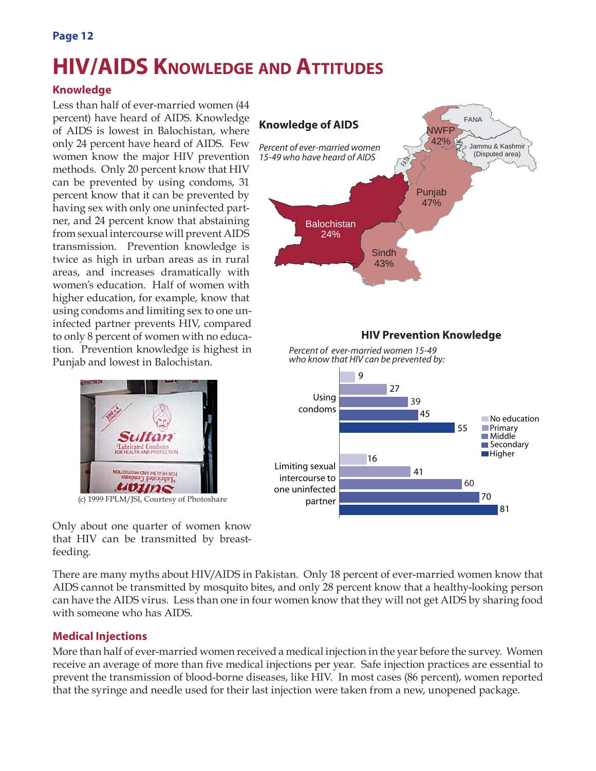# HIV/AIDS Knowledge and Attitudes

## Knowledge

Less than half of ever-married women (44 percent) have heard of AIDS. Knowledge of AIDS is lowest in Balochistan, where only 24 percent have heard of AIDS. Few women know the major HIV prevention methods. Only 20 percent know that HIV can be prevented by using condoms, 31 percent know that it can be prevented by having sex with only one uninfected partner, and 24 percent know that abstaining from sexual intercourse will prevent AIDS transmission. Prevention knowledge is twice as high in urban areas as in rural areas, and increases dramatically with women's education. Half of women with higher education, for example, know that using condoms and limiting sex to one uninfected partner prevents HIV, compared to only 8 percent of women with no education. Prevention knowledge is highest in Punjab and lowest in Balochistan.

**Knowledge of AIDS**

*Percent of ever-married women 15-49 who have heard of AIDS*

| Region | Percent |
|---|---|
| NWFP | 42% |
| Punjab | 47% |
| Sindh | 43% |
| Balochistan | 24% |

(c) 1999 FPLM/JSI, Courtesy of Photoshare

**HIV Prevention Knowledge**

*Percent of ever-married women 15-49 who know that HIV can be prevented by:*

| | No education | Primary | Middle | Secondary | Higher |
|---|---|---|---|---|---|
| Using condoms | 9 | 27 | 39 | 45 | 55 |
| Limiting sexual intercourse to one uninfected partner | 16 | 41 | 60 | 70 | 81 |

Only about one quarter of women know that HIV can be transmitted by breast-feeding.

There are many myths about HIV/AIDS in Pakistan. Only 18 percent of ever-married women know that AIDS cannot be transmitted by mosquito bites, and only 28 percent know that a healthy-looking person can have the AIDS virus. Less than one in four women know that they will not get AIDS by sharing food with someone who has AIDS.

## Medical Injections

More than half of ever-married women received a medical injection in the year before the survey. Women receive an average of more than five medical injections per year. Safe injection practices are essential to prevent the transmission of blood-borne diseases, like HIV. In most cases (86 percent), women reported that the syringe and needle used for their last injection were taken from a new, unopened package.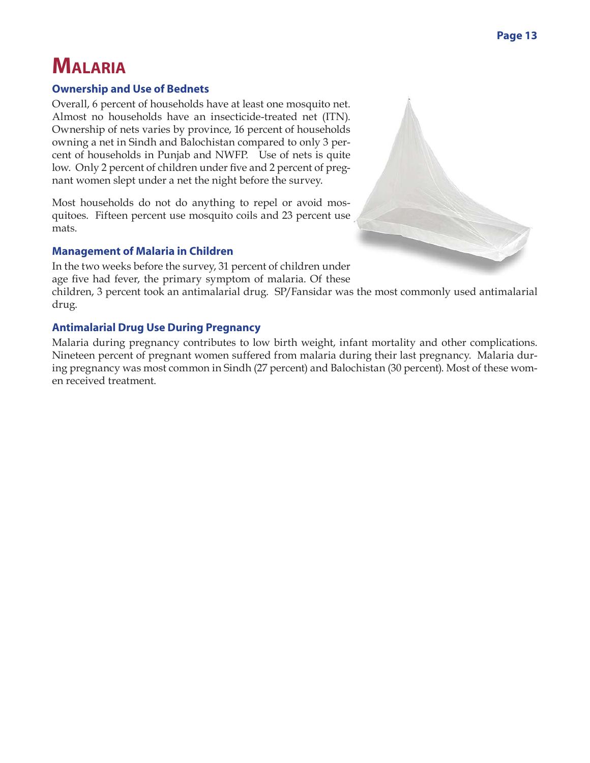# Malaria

### Ownership and Use of Bednets

Overall, 6 percent of households have at least one mosquito net. Almost no households have an insecticide-treated net (ITN). Ownership of nets varies by province, 16 percent of households owning a net in Sindh and Balochistan compared to only 3 percent of households in Punjab and NWFP. Use of nets is quite low. Only 2 percent of children under five and 2 percent of pregnant women slept under a net the night before the survey.

Most households do not do anything to repel or avoid mosquitoes. Fifteen percent use mosquito coils and 23 percent use mats.

### Management of Malaria in Children

In the two weeks before the survey, 31 percent of children under age five had fever, the primary symptom of malaria. Of these children, 3 percent took an antimalarial drug. SP/Fansidar was the most commonly used antimalarial drug.

### Antimalarial Drug Use During Pregnancy

Malaria during pregnancy contributes to low birth weight, infant mortality and other complications. Nineteen percent of pregnant women suffered from malaria during their last pregnancy. Malaria during pregnancy was most common in Sindh (27 percent) and Balochistan (30 percent). Most of these women received treatment.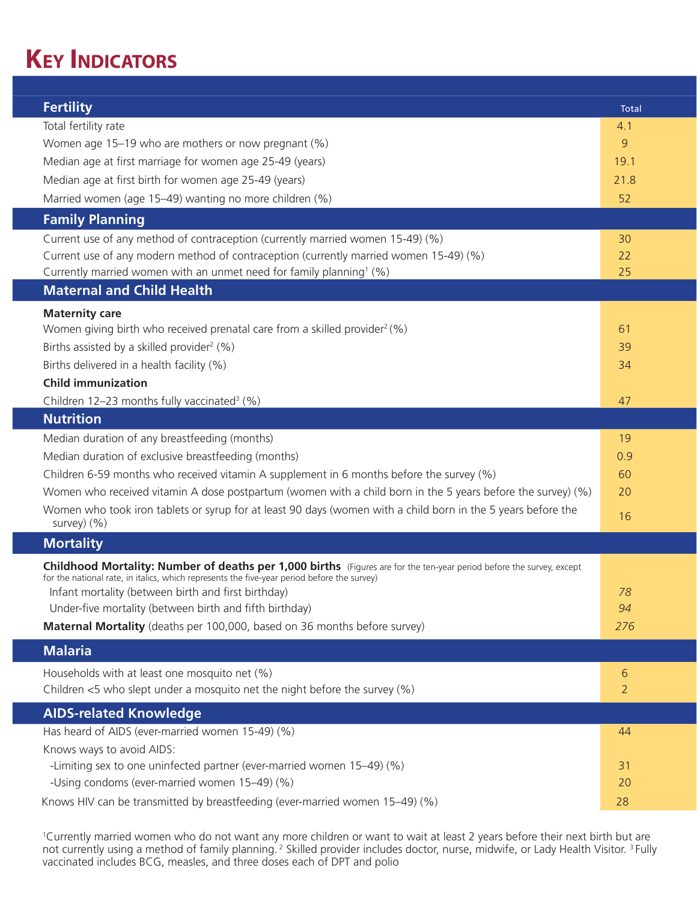# Key Indicators

| Fertility | Total |
|---|---|
| Total fertility rate | 4.1 |
| Women age 15–19 who are mothers or now pregnant (%) | 9 |
| Median age at first marriage for women age 25-49 (years) | 19.1 |
| Median age at first birth for women age 25-49 (years) | 21.8 |
| Married women (age 15–49) wanting no more children (%) | 52 |
| **Family Planning** | |
| Current use of any method of contraception (currently married women 15-49) (%) | 30 |
| Current use of any modern method of contraception (currently married women 15-49) (%) | 22 |
| Currently married women with an unmet need for family planning[1] (%) | 25 |
| **Maternal and Child Health** | |
| **Maternity care** | |
| Women giving birth who received prenatal care from a skilled provider[2] (%) | 61 |
| Births assisted by a skilled provider[2] (%) | 39 |
| Births delivered in a health facility (%) | 34 |
| **Child immunization** | |
| Children 12–23 months fully vaccinated[3] (%) | 47 |
| **Nutrition** | |
| Median duration of any breastfeeding (months) | 19 |
| Median duration of exclusive breastfeeding (months) | 0.9 |
| Children 6-59 months who received vitamin A supplement in 6 months before the survey (%) | 60 |
| Women who received vitamin A dose postpartum (women with a child born in the 5 years before the survey) (%) | 20 |
| Women who took iron tablets or syrup for at least 90 days (women with a child born in the 5 years before the survey) (%) | 16 |
| **Mortality** | |
| **Childhood Mortality: Number of deaths per 1,000 births** (Figures are for the ten-year period before the survey, except for the national rate, in italics, which represents the five-year period before the survey) | |
| Infant mortality (between birth and first birthday) | *78* |
| Under-five mortality (between birth and fifth birthday) | *94* |
| **Maternal Mortality** (deaths per 100,000, based on 36 months before survey) | *276* |
| **Malaria** | |
| Households with at least one mosquito net (%) | 6 |
| Children <5 who slept under a mosquito net the night before the survey (%) | 2 |
| **AIDS-related Knowledge** | |
| Has heard of AIDS (ever-married women 15-49) (%) | 44 |
| Knows ways to avoid AIDS: | |
| -Limiting sex to one uninfected partner (ever-married women 15–49) (%) | 31 |
| -Using condoms (ever-married women 15–49) (%) | 20 |
| Knows HIV can be transmitted by breastfeeding (ever-married women 15–49) (%) | 28 |

[1]Currently married women who do not want any more children or want to wait at least 2 years before their next birth but are not currently using a method of family planning. [2] Skilled provider includes doctor, nurse, midwife, or Lady Health Visitor. [3] Fully vaccinated includes BCG, measles, and three doses each of DPT and polio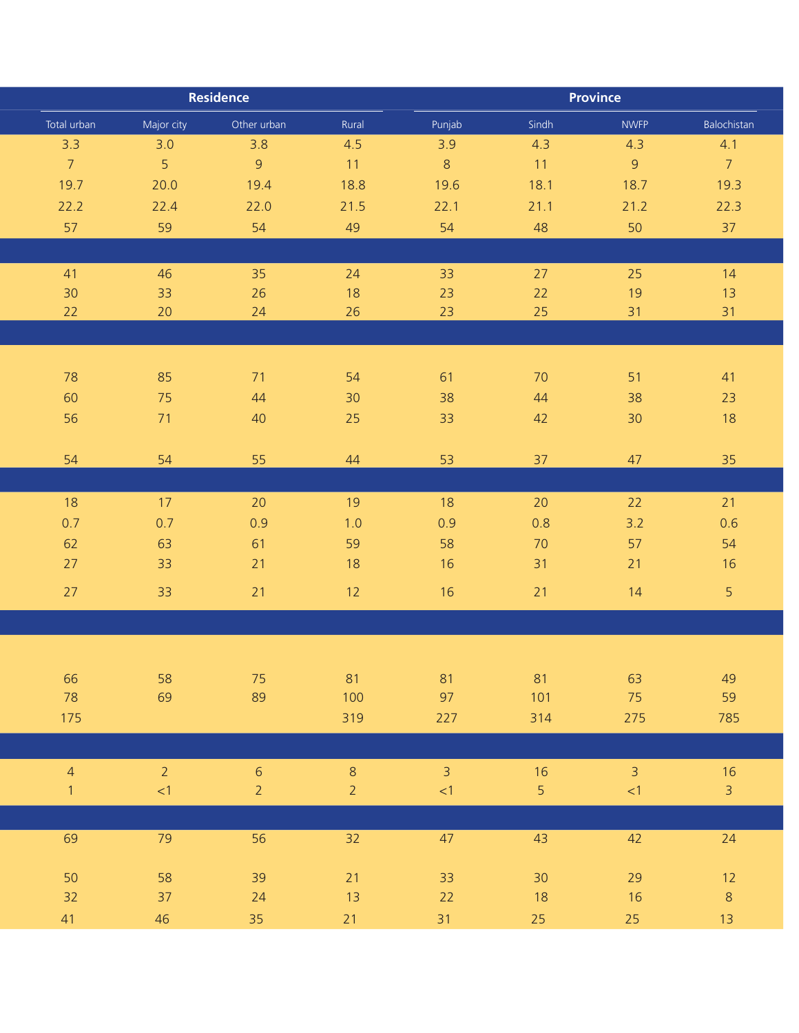| Residence | | | | Province | | | |
|---|---|---|---|---|---|---|---|
| Total urban | Major city | Other urban | Rural | Punjab | Sindh | NWFP | Balochistan |
| 3.3 | 3.0 | 3.8 | 4.5 | 3.9 | 4.3 | 4.3 | 4.1 |
| 7 | 5 | 9 | 11 | 8 | 11 | 9 | 7 |
| 19.7 | 20.0 | 19.4 | 18.8 | 19.6 | 18.1 | 18.7 | 19.3 |
| 22.2 | 22.4 | 22.0 | 21.5 | 22.1 | 21.1 | 21.2 | 22.3 |
| 57 | 59 | 54 | 49 | 54 | 48 | 50 | 37 |
| | | | | | | | |
| 41 | 46 | 35 | 24 | 33 | 27 | 25 | 14 |
| 30 | 33 | 26 | 18 | 23 | 22 | 19 | 13 |
| 22 | 20 | 24 | 26 | 23 | 25 | 31 | 31 |
| | | | | | | | |
| 78 | 85 | 71 | 54 | 61 | 70 | 51 | 41 |
| 60 | 75 | 44 | 30 | 38 | 44 | 38 | 23 |
| 56 | 71 | 40 | 25 | 33 | 42 | 30 | 18 |
| 54 | 54 | 55 | 44 | 53 | 37 | 47 | 35 |
| | | | | | | | |
| 18 | 17 | 20 | 19 | 18 | 20 | 22 | 21 |
| 0.7 | 0.7 | 0.9 | 1.0 | 0.9 | 0.8 | 3.2 | 0.6 |
| 62 | 63 | 61 | 59 | 58 | 70 | 57 | 54 |
| 27 | 33 | 21 | 18 | 16 | 31 | 21 | 16 |
| 27 | 33 | 21 | 12 | 16 | 21 | 14 | 5 |
| | | | | | | | |
| 66 | 58 | 75 | 81 | 81 | 81 | 63 | 49 |
| 78 | 69 | 89 | 100 | 97 | 101 | 75 | 59 |
| 175 | | | 319 | 227 | 314 | 275 | 785 |
| | | | | | | | |
| 4 | 2 | 6 | 8 | 3 | 16 | 3 | 16 |
| 1 | <1 | 2 | 2 | <1 | 5 | <1 | 3 |
| | | | | | | | |
| 69 | 79 | 56 | 32 | 47 | 43 | 42 | 24 |
| 50 | 58 | 39 | 21 | 33 | 30 | 29 | 12 |
| 32 | 37 | 24 | 13 | 22 | 18 | 16 | 8 |
| 41 | 46 | 35 | 21 | 31 | 25 | 25 | 13 |